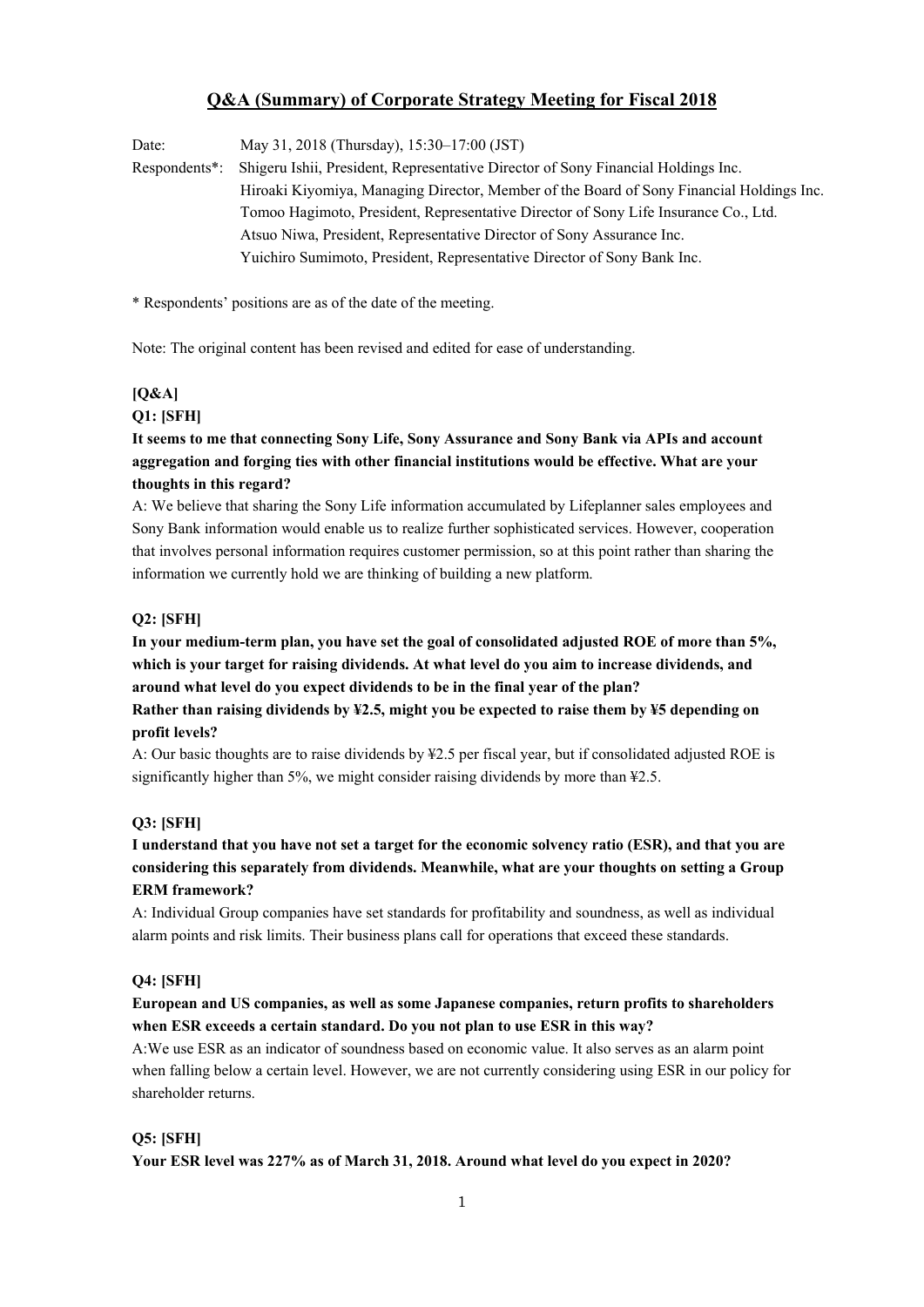# Q&A (Summary) of Corporate Strategy Meeting for Fiscal 2018

Date: May 31, 2018 (Thursday), 15:30–17:00 (JST)

Respondents*: Shigeru Ishii, President, Representative Director of Sony Financial Holdings Inc.
Hiroaki Kiyomiya, Managing Director, Member of the Board of Sony Financial Holdings Inc.
Tomoo Hagimoto, President, Representative Director of Sony Life Insurance Co., Ltd.
Atsuo Niwa, President, Representative Director of Sony Assurance Inc.
Yuichiro Sumimoto, President, Representative Director of Sony Bank Inc.

* Respondents' positions are as of the date of the meeting.

Note: The original content has been revised and edited for ease of understanding.

**[Q&A]**

**Q1: [SFH]**

**It seems to me that connecting Sony Life, Sony Assurance and Sony Bank via APIs and account aggregation and forging ties with other financial institutions would be effective. What are your thoughts in this regard?**

A: We believe that sharing the Sony Life information accumulated by Lifeplanner sales employees and Sony Bank information would enable us to realize further sophisticated services. However, cooperation that involves personal information requires customer permission, so at this point rather than sharing the information we currently hold we are thinking of building a new platform.

**Q2: [SFH]**

**In your medium-term plan, you have set the goal of consolidated adjusted ROE of more than 5%, which is your target for raising dividends. At what level do you aim to increase dividends, and around what level do you expect dividends to be in the final year of the plan?**
**Rather than raising dividends by ¥2.5, might you be expected to raise them by ¥5 depending on profit levels?**

A: Our basic thoughts are to raise dividends by ¥2.5 per fiscal year, but if consolidated adjusted ROE is significantly higher than 5%, we might consider raising dividends by more than ¥2.5.

**Q3: [SFH]**

**I understand that you have not set a target for the economic solvency ratio (ESR), and that you are considering this separately from dividends. Meanwhile, what are your thoughts on setting a Group ERM framework?**

A: Individual Group companies have set standards for profitability and soundness, as well as individual alarm points and risk limits. Their business plans call for operations that exceed these standards.

**Q4: [SFH]**

**European and US companies, as well as some Japanese companies, return profits to shareholders when ESR exceeds a certain standard. Do you not plan to use ESR in this way?**

A:We use ESR as an indicator of soundness based on economic value. It also serves as an alarm point when falling below a certain level. However, we are not currently considering using ESR in our policy for shareholder returns.

**Q5: [SFH]**

**Your ESR level was 227% as of March 31, 2018. Around what level do you expect in 2020?**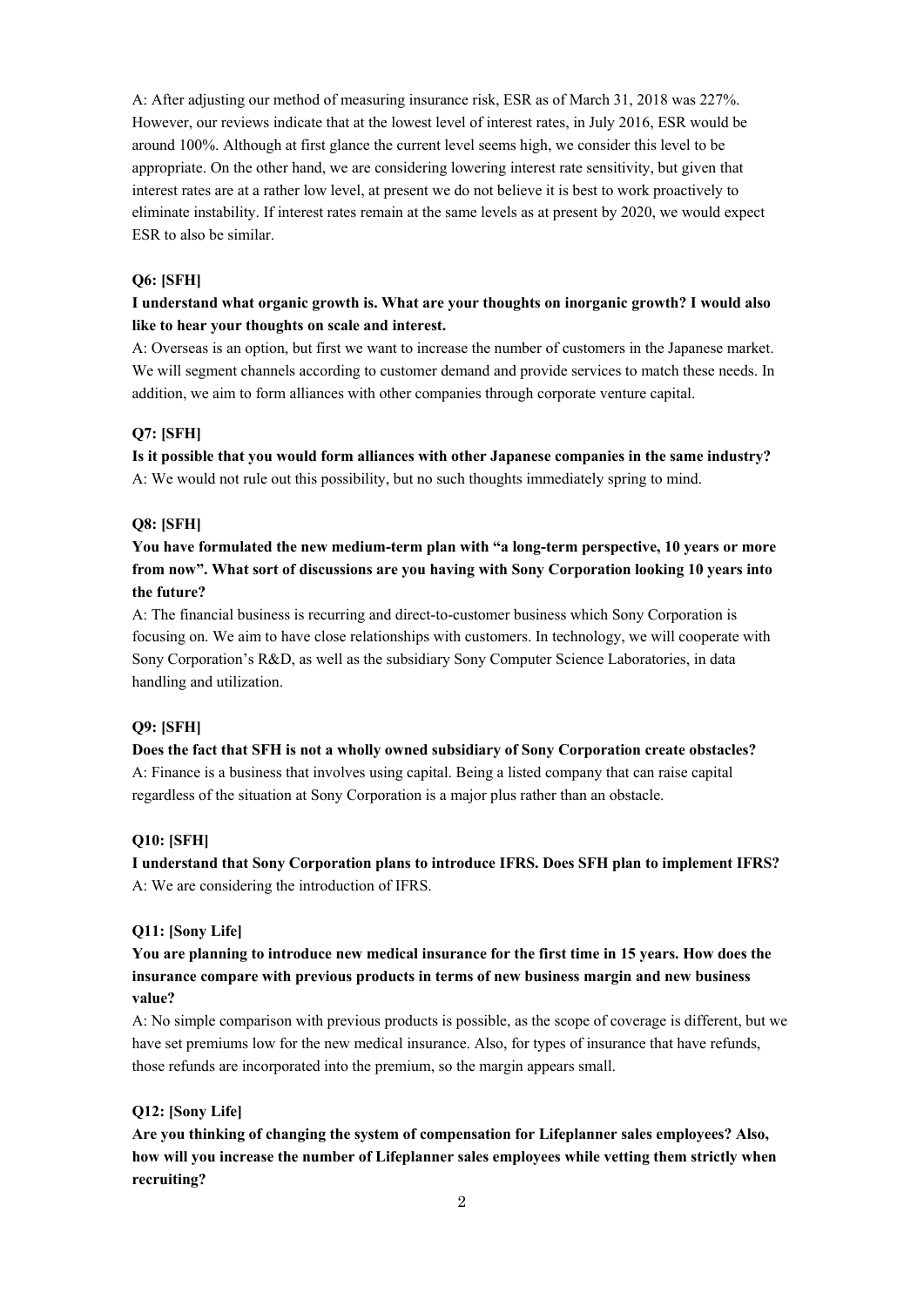A: After adjusting our method of measuring insurance risk, ESR as of March 31, 2018 was 227%. However, our reviews indicate that at the lowest level of interest rates, in July 2016, ESR would be around 100%. Although at first glance the current level seems high, we consider this level to be appropriate. On the other hand, we are considering lowering interest rate sensitivity, but given that interest rates are at a rather low level, at present we do not believe it is best to work proactively to eliminate instability. If interest rates remain at the same levels as at present by 2020, we would expect ESR to also be similar.

**Q6: [SFH]**

**I understand what organic growth is. What are your thoughts on inorganic growth? I would also like to hear your thoughts on scale and interest.**

A: Overseas is an option, but first we want to increase the number of customers in the Japanese market. We will segment channels according to customer demand and provide services to match these needs. In addition, we aim to form alliances with other companies through corporate venture capital.

**Q7: [SFH]**

**Is it possible that you would form alliances with other Japanese companies in the same industry?**

A: We would not rule out this possibility, but no such thoughts immediately spring to mind.

**Q8: [SFH]**

**You have formulated the new medium-term plan with "a long-term perspective, 10 years or more from now". What sort of discussions are you having with Sony Corporation looking 10 years into the future?**

A: The financial business is recurring and direct-to-customer business which Sony Corporation is focusing on. We aim to have close relationships with customers. In technology, we will cooperate with Sony Corporation's R&D, as well as the subsidiary Sony Computer Science Laboratories, in data handling and utilization.

**Q9: [SFH]**

**Does the fact that SFH is not a wholly owned subsidiary of Sony Corporation create obstacles?**

A: Finance is a business that involves using capital. Being a listed company that can raise capital regardless of the situation at Sony Corporation is a major plus rather than an obstacle.

**Q10: [SFH]**

**I understand that Sony Corporation plans to introduce IFRS. Does SFH plan to implement IFRS?**

A: We are considering the introduction of IFRS.

**Q11: [Sony Life]**

**You are planning to introduce new medical insurance for the first time in 15 years. How does the insurance compare with previous products in terms of new business margin and new business value?**

A: No simple comparison with previous products is possible, as the scope of coverage is different, but we have set premiums low for the new medical insurance. Also, for types of insurance that have refunds, those refunds are incorporated into the premium, so the margin appears small.

**Q12: [Sony Life]**

**Are you thinking of changing the system of compensation for Lifeplanner sales employees? Also, how will you increase the number of Lifeplanner sales employees while vetting them strictly when recruiting?**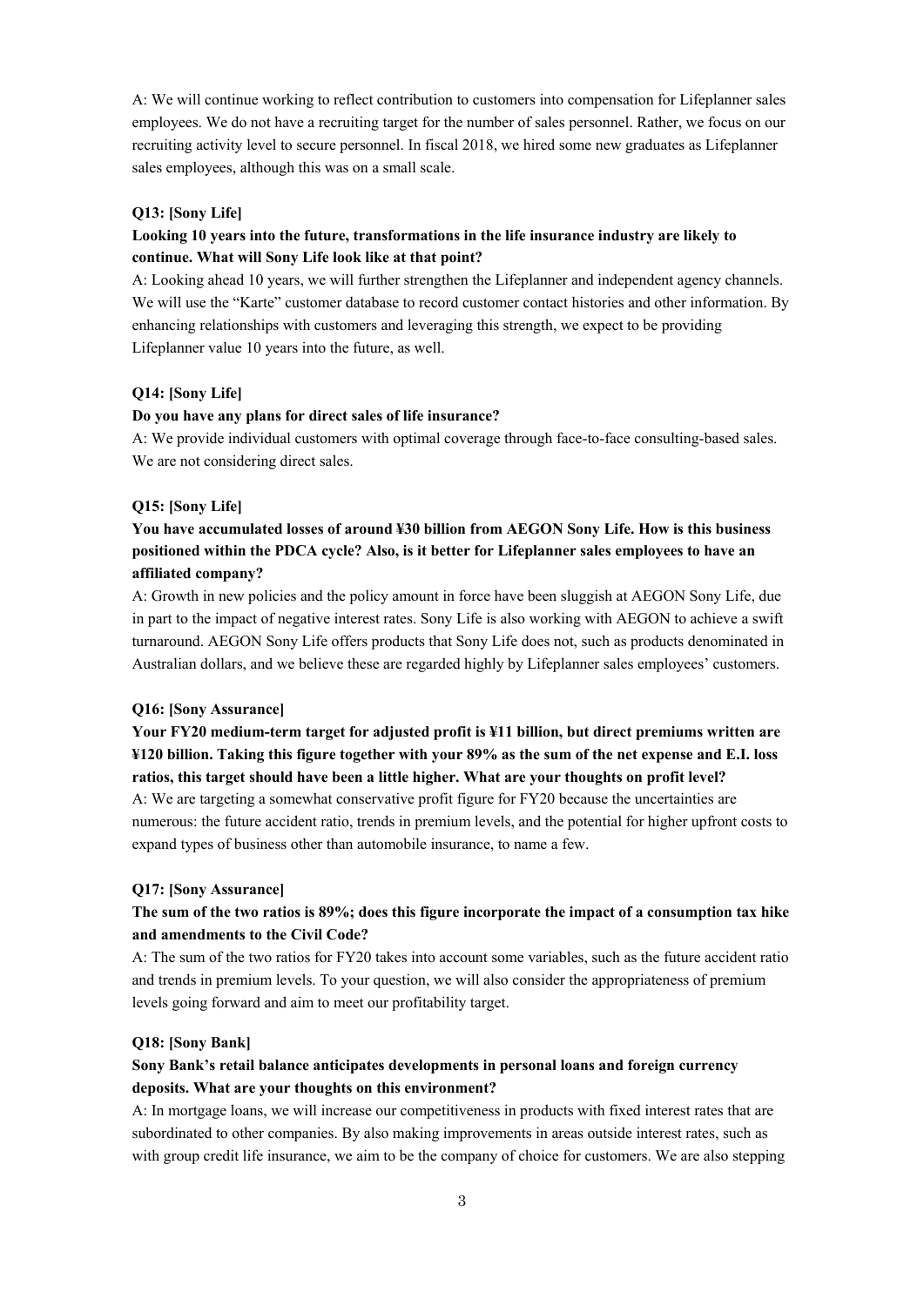A: We will continue working to reflect contribution to customers into compensation for Lifeplanner sales employees. We do not have a recruiting target for the number of sales personnel. Rather, we focus on our recruiting activity level to secure personnel. In fiscal 2018, we hired some new graduates as Lifeplanner sales employees, although this was on a small scale.

**Q13: [Sony Life]**

**Looking 10 years into the future, transformations in the life insurance industry are likely to continue. What will Sony Life look like at that point?**

A: Looking ahead 10 years, we will further strengthen the Lifeplanner and independent agency channels. We will use the "Karte" customer database to record customer contact histories and other information. By enhancing relationships with customers and leveraging this strength, we expect to be providing Lifeplanner value 10 years into the future, as well.

**Q14: [Sony Life]**

**Do you have any plans for direct sales of life insurance?**

A: We provide individual customers with optimal coverage through face-to-face consulting-based sales. We are not considering direct sales.

**Q15: [Sony Life]**

**You have accumulated losses of around ¥30 billion from AEGON Sony Life. How is this business positioned within the PDCA cycle? Also, is it better for Lifeplanner sales employees to have an affiliated company?**

A: Growth in new policies and the policy amount in force have been sluggish at AEGON Sony Life, due in part to the impact of negative interest rates. Sony Life is also working with AEGON to achieve a swift turnaround. AEGON Sony Life offers products that Sony Life does not, such as products denominated in Australian dollars, and we believe these are regarded highly by Lifeplanner sales employees' customers.

**Q16: [Sony Assurance]**

**Your FY20 medium-term target for adjusted profit is ¥11 billion, but direct premiums written are ¥120 billion. Taking this figure together with your 89% as the sum of the net expense and E.I. loss ratios, this target should have been a little higher. What are your thoughts on profit level?**

A: We are targeting a somewhat conservative profit figure for FY20 because the uncertainties are numerous: the future accident ratio, trends in premium levels, and the potential for higher upfront costs to expand types of business other than automobile insurance, to name a few.

**Q17: [Sony Assurance]**

**The sum of the two ratios is 89%; does this figure incorporate the impact of a consumption tax hike and amendments to the Civil Code?**

A: The sum of the two ratios for FY20 takes into account some variables, such as the future accident ratio and trends in premium levels. To your question, we will also consider the appropriateness of premium levels going forward and aim to meet our profitability target.

**Q18: [Sony Bank]**

**Sony Bank's retail balance anticipates developments in personal loans and foreign currency deposits. What are your thoughts on this environment?**

A: In mortgage loans, we will increase our competitiveness in products with fixed interest rates that are subordinated to other companies. By also making improvements in areas outside interest rates, such as with group credit life insurance, we aim to be the company of choice for customers. We are also stepping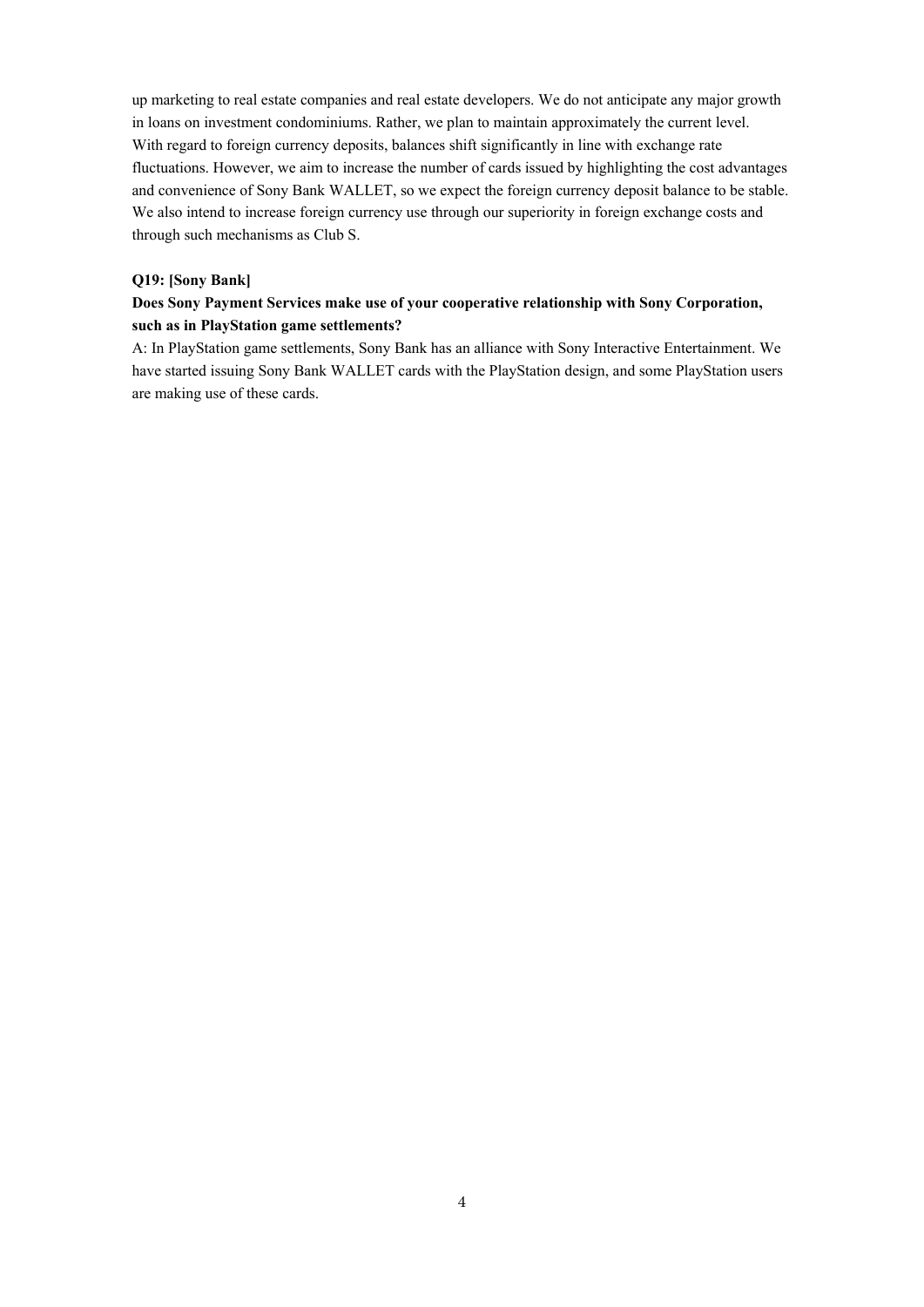up marketing to real estate companies and real estate developers. We do not anticipate any major growth in loans on investment condominiums. Rather, we plan to maintain approximately the current level. With regard to foreign currency deposits, balances shift significantly in line with exchange rate fluctuations. However, we aim to increase the number of cards issued by highlighting the cost advantages and convenience of Sony Bank WALLET, so we expect the foreign currency deposit balance to be stable. We also intend to increase foreign currency use through our superiority in foreign exchange costs and through such mechanisms as Club S.

**Q19: [Sony Bank]**

**Does Sony Payment Services make use of your cooperative relationship with Sony Corporation, such as in PlayStation game settlements?**

A: In PlayStation game settlements, Sony Bank has an alliance with Sony Interactive Entertainment. We have started issuing Sony Bank WALLET cards with the PlayStation design, and some PlayStation users are making use of these cards.